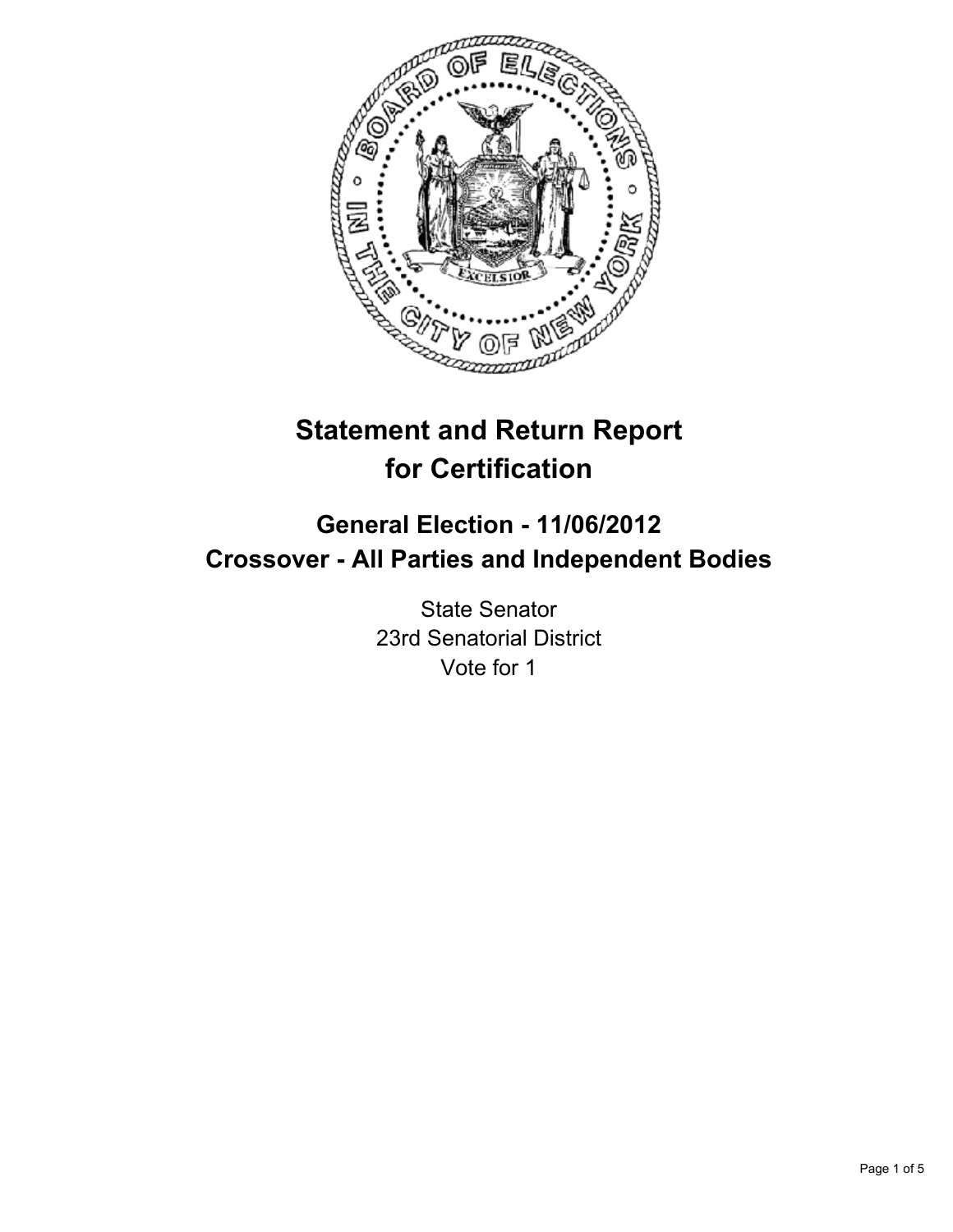# Statement and Return Report for Certification

## General Election - 11/06/2012
## Crossover - All Parties and Independent Bodies

State Senator
23rd Senatorial District
Vote for 1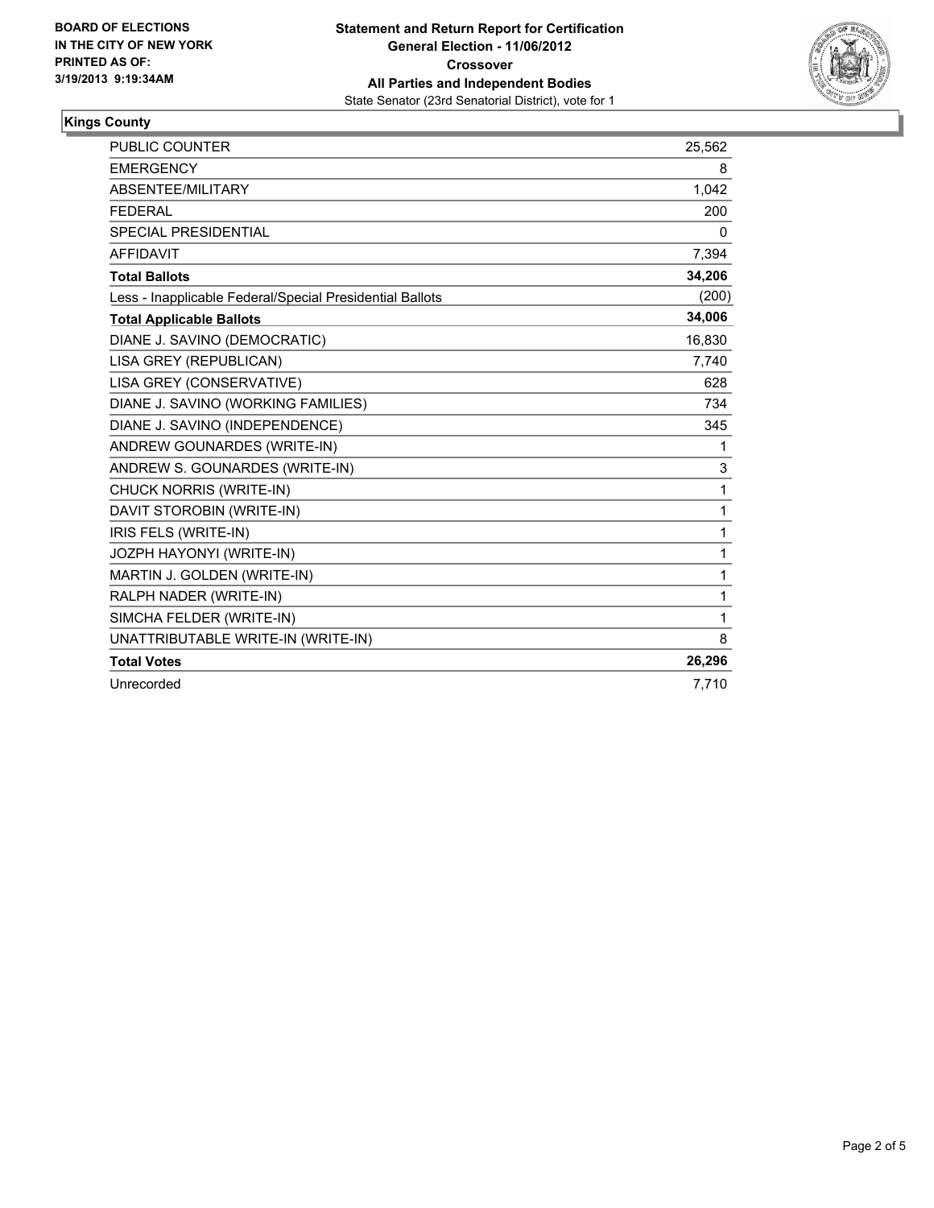BOARD OF ELECTIONS
IN THE CITY OF NEW YORK
PRINTED AS OF:
3/19/2013 9:19:34AM

**Statement and Return Report for Certification**
**General Election - 11/06/2012**
**Crossover**
**All Parties and Independent Bodies**
State Senator (23rd Senatorial District), vote for 1

## Kings County

| | |
|---|---|
| PUBLIC COUNTER | 25,562 |
| EMERGENCY | 8 |
| ABSENTEE/MILITARY | 1,042 |
| FEDERAL | 200 |
| SPECIAL PRESIDENTIAL | 0 |
| AFFIDAVIT | 7,394 |
| **Total Ballots** | **34,206** |
| Less - Inapplicable Federal/Special Presidential Ballots | (200) |
| **Total Applicable Ballots** | **34,006** |
| DIANE J. SAVINO (DEMOCRATIC) | 16,830 |
| LISA GREY (REPUBLICAN) | 7,740 |
| LISA GREY (CONSERVATIVE) | 628 |
| DIANE J. SAVINO (WORKING FAMILIES) | 734 |
| DIANE J. SAVINO (INDEPENDENCE) | 345 |
| ANDREW GOUNARDES (WRITE-IN) | 1 |
| ANDREW S. GOUNARDES (WRITE-IN) | 3 |
| CHUCK NORRIS (WRITE-IN) | 1 |
| DAVIT STOROBIN (WRITE-IN) | 1 |
| IRIS FELS (WRITE-IN) | 1 |
| JOZPH HAYONYI (WRITE-IN) | 1 |
| MARTIN J. GOLDEN (WRITE-IN) | 1 |
| RALPH NADER (WRITE-IN) | 1 |
| SIMCHA FELDER (WRITE-IN) | 1 |
| UNATTRIBUTABLE WRITE-IN (WRITE-IN) | 8 |
| **Total Votes** | **26,296** |
| Unrecorded | 7,710 |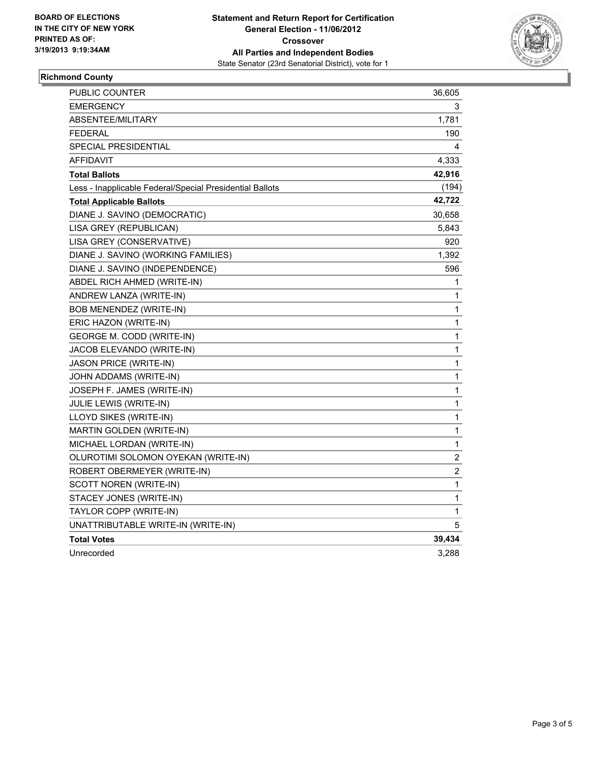**BOARD OF ELECTIONS IN THE CITY OF NEW YORK PRINTED AS OF: 3/19/2013 9:19:34AM**

# Statement and Return Report for Certification
## General Election - 11/06/2012
## Crossover
## All Parties and Independent Bodies
State Senator (23rd Senatorial District), vote for 1

### Richmond County

| | |
|---|---|
| PUBLIC COUNTER | 36,605 |
| EMERGENCY | 3 |
| ABSENTEE/MILITARY | 1,781 |
| FEDERAL | 190 |
| SPECIAL PRESIDENTIAL | 4 |
| AFFIDAVIT | 4,333 |
| **Total Ballots** | **42,916** |
| Less - Inapplicable Federal/Special Presidential Ballots | (194) |
| **Total Applicable Ballots** | **42,722** |
| DIANE J. SAVINO (DEMOCRATIC) | 30,658 |
| LISA GREY (REPUBLICAN) | 5,843 |
| LISA GREY (CONSERVATIVE) | 920 |
| DIANE J. SAVINO (WORKING FAMILIES) | 1,392 |
| DIANE J. SAVINO (INDEPENDENCE) | 596 |
| ABDEL RICH AHMED (WRITE-IN) | 1 |
| ANDREW LANZA (WRITE-IN) | 1 |
| BOB MENENDEZ (WRITE-IN) | 1 |
| ERIC HAZON (WRITE-IN) | 1 |
| GEORGE M. CODD (WRITE-IN) | 1 |
| JACOB ELEVANDO (WRITE-IN) | 1 |
| JASON PRICE (WRITE-IN) | 1 |
| JOHN ADDAMS (WRITE-IN) | 1 |
| JOSEPH F. JAMES (WRITE-IN) | 1 |
| JULIE LEWIS (WRITE-IN) | 1 |
| LLOYD SIKES (WRITE-IN) | 1 |
| MARTIN GOLDEN (WRITE-IN) | 1 |
| MICHAEL LORDAN (WRITE-IN) | 1 |
| OLUROTIMI SOLOMON OYEKAN (WRITE-IN) | 2 |
| ROBERT OBERMEYER (WRITE-IN) | 2 |
| SCOTT NOREN (WRITE-IN) | 1 |
| STACEY JONES (WRITE-IN) | 1 |
| TAYLOR COPP (WRITE-IN) | 1 |
| UNATTRIBUTABLE WRITE-IN (WRITE-IN) | 5 |
| **Total Votes** | **39,434** |
| Unrecorded | 3,288 |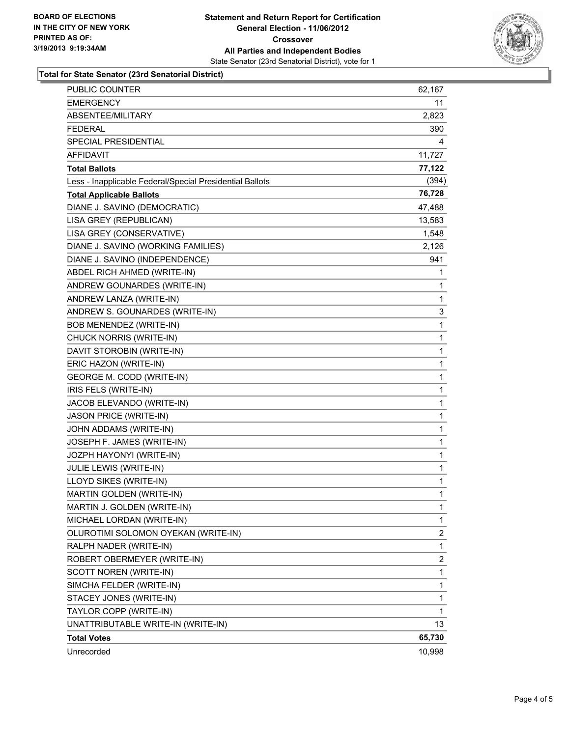**BOARD OF ELECTIONS IN THE CITY OF NEW YORK PRINTED AS OF: 3/19/2013 9:19:34AM**

**Statement and Return Report for Certification**
**General Election - 11/06/2012**
**Crossover**
**All Parties and Independent Bodies**
State Senator (23rd Senatorial District), vote for 1

**Total for State Senator (23rd Senatorial District)**

| | |
|---|---|
| PUBLIC COUNTER | 62,167 |
| EMERGENCY | 11 |
| ABSENTEE/MILITARY | 2,823 |
| FEDERAL | 390 |
| SPECIAL PRESIDENTIAL | 4 |
| AFFIDAVIT | 11,727 |
| **Total Ballots** | **77,122** |
| Less - Inapplicable Federal/Special Presidential Ballots | (394) |
| **Total Applicable Ballots** | **76,728** |
| DIANE J. SAVINO (DEMOCRATIC) | 47,488 |
| LISA GREY (REPUBLICAN) | 13,583 |
| LISA GREY (CONSERVATIVE) | 1,548 |
| DIANE J. SAVINO (WORKING FAMILIES) | 2,126 |
| DIANE J. SAVINO (INDEPENDENCE) | 941 |
| ABDEL RICH AHMED (WRITE-IN) | 1 |
| ANDREW GOUNARDES (WRITE-IN) | 1 |
| ANDREW LANZA (WRITE-IN) | 1 |
| ANDREW S. GOUNARDES (WRITE-IN) | 3 |
| BOB MENENDEZ (WRITE-IN) | 1 |
| CHUCK NORRIS (WRITE-IN) | 1 |
| DAVIT STOROBIN (WRITE-IN) | 1 |
| ERIC HAZON (WRITE-IN) | 1 |
| GEORGE M. CODD (WRITE-IN) | 1 |
| IRIS FELS (WRITE-IN) | 1 |
| JACOB ELEVANDO (WRITE-IN) | 1 |
| JASON PRICE (WRITE-IN) | 1 |
| JOHN ADDAMS (WRITE-IN) | 1 |
| JOSEPH F. JAMES (WRITE-IN) | 1 |
| JOZPH HAYONYI (WRITE-IN) | 1 |
| JULIE LEWIS (WRITE-IN) | 1 |
| LLOYD SIKES (WRITE-IN) | 1 |
| MARTIN GOLDEN (WRITE-IN) | 1 |
| MARTIN J. GOLDEN (WRITE-IN) | 1 |
| MICHAEL LORDAN (WRITE-IN) | 1 |
| OLUROTIMI SOLOMON OYEKAN (WRITE-IN) | 2 |
| RALPH NADER (WRITE-IN) | 1 |
| ROBERT OBERMEYER (WRITE-IN) | 2 |
| SCOTT NOREN (WRITE-IN) | 1 |
| SIMCHA FELDER (WRITE-IN) | 1 |
| STACEY JONES (WRITE-IN) | 1 |
| TAYLOR COPP (WRITE-IN) | 1 |
| UNATTRIBUTABLE WRITE-IN (WRITE-IN) | 13 |
| **Total Votes** | **65,730** |
| Unrecorded | 10,998 |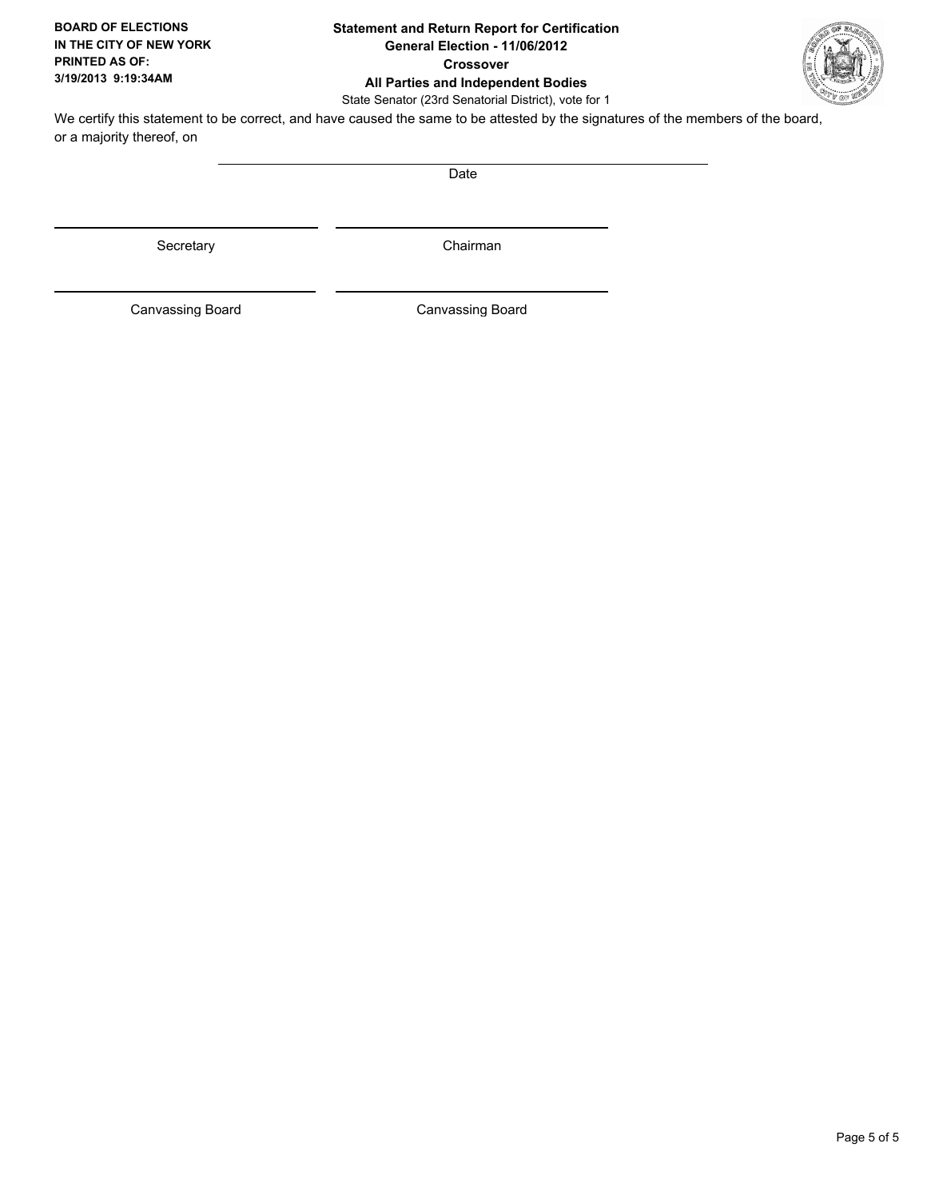**BOARD OF ELECTIONS IN THE CITY OF NEW YORK**
**PRINTED AS OF: 3/19/2013 9:19:34AM**

**Statement and Return Report for Certification**
**General Election - 11/06/2012**
**Crossover**
**All Parties and Independent Bodies**
State Senator (23rd Senatorial District), vote for 1

We certify this statement to be correct, and have caused the same to be attested by the signatures of the members of the board, or a majority thereof, on

\_\_\_\_\_\_\_\_\_\_\_\_\_\_\_\_\_\_\_\_\_\_\_\_\_\_\_\_\_\_\_\_\_\_\_\_\_\_\_\_
Date

| | |
|---|---|
| \_\_\_\_\_\_\_\_\_\_\_\_\_\_\_\_\_\_\_\_\_\_\_\_ | \_\_\_\_\_\_\_\_\_\_\_\_\_\_\_\_\_\_\_\_\_\_\_\_ |
| Secretary | Chairman |
| \_\_\_\_\_\_\_\_\_\_\_\_\_\_\_\_\_\_\_\_\_\_\_\_ | \_\_\_\_\_\_\_\_\_\_\_\_\_\_\_\_\_\_\_\_\_\_\_\_ |
| Canvassing Board | Canvassing Board |